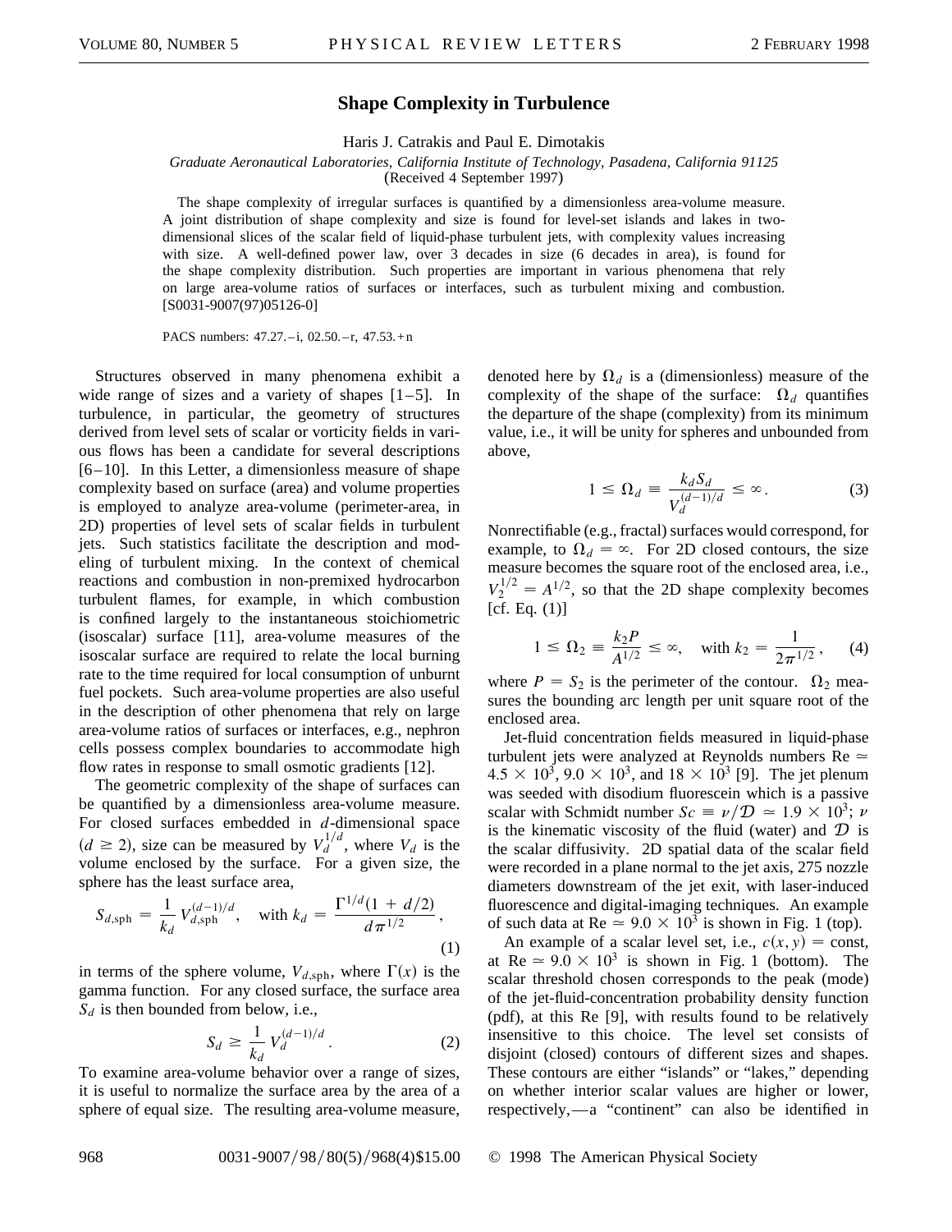# Shape Complexity in Turbulence

Haris J. Catrakis and Paul E. Dimotakis

*Graduate Aeronautical Laboratories, California Institute of Technology, Pasadena, California 91125*
(Received 4 September 1997)

The shape complexity of irregular surfaces is quantified by a dimensionless area-volume measure. A joint distribution of shape complexity and size is found for level-set islands and lakes in two-dimensional slices of the scalar field of liquid-phase turbulent jets, with complexity values increasing with size. A well-defined power law, over 3 decades in size (6 decades in area), is found for the shape complexity distribution. Such properties are important in various phenomena that rely on large area-volume ratios of surfaces or interfaces, such as turbulent mixing and combustion. [S0031-9007(97)05126-0]

PACS numbers: 47.27.–i, 02.50.–r, 47.53.+n

Structures observed in many phenomena exhibit a wide range of sizes and a variety of shapes [1–5]. In turbulence, in particular, the geometry of structures derived from level sets of scalar or vorticity fields in various flows has been a candidate for several descriptions [6–10]. In this Letter, a dimensionless measure of shape complexity based on surface (area) and volume properties is employed to analyze area-volume (perimeter-area, in 2D) properties of level sets of scalar fields in turbulent jets. Such statistics facilitate the description and modeling of turbulent mixing. In the context of chemical reactions and combustion in non-premixed hydrocarbon turbulent flames, for example, in which combustion is confined largely to the instantaneous stoichiometric (isoscalar) surface [11], area-volume measures of the isoscalar surface are required to relate the local burning rate to the time required for local consumption of unburnt fuel pockets. Such area-volume properties are also useful in the description of other phenomena that rely on large area-volume ratios of surfaces or interfaces, e.g., nephron cells possess complex boundaries to accommodate high flow rates in response to small osmotic gradients [12].

The geometric complexity of the shape of surfaces can be quantified by a dimensionless area-volume measure. For closed surfaces embedded in $d$-dimensional space ($d \geq 2$), size can be measured by $V_d^{1/d}$, where $V_d$ is the volume enclosed by the surface. For a given size, the sphere has the least surface area,

$$S_{d,\mathrm{sph}} = \frac{1}{k_d} V_{d,\mathrm{sph}}^{(d-1)/d}, \quad \text{with } k_d = \frac{\Gamma^{1/d}(1 + d/2)}{d\pi^{1/2}}, \tag{1}$$

in terms of the sphere volume, $V_{d,\mathrm{sph}}$, where $\Gamma(x)$ is the gamma function. For any closed surface, the surface area $S_d$ is then bounded from below, i.e.,

$$S_d \geq \frac{1}{k_d} V_d^{(d-1)/d}. \tag{2}$$

To examine area-volume behavior over a range of sizes, it is useful to normalize the surface area by the area of a sphere of equal size. The resulting area-volume measure, denoted here by $\Omega_d$ is a (dimensionless) measure of the complexity of the shape of the surface: $\Omega_d$ quantifies the departure of the shape (complexity) from its minimum value, i.e., it will be unity for spheres and unbounded from above,

$$1 \leq \Omega_d \equiv \frac{k_d S_d}{V_d^{(d-1)/d}} \leq \infty. \tag{3}$$

Nonrectifiable (e.g., fractal) surfaces would correspond, for example, to $\Omega_d = \infty$. For 2D closed contours, the size measure becomes the square root of the enclosed area, i.e., $V_2^{1/2} = A^{1/2}$, so that the 2D shape complexity becomes [cf. Eq. (1)]

$$1 \leq \Omega_2 \equiv \frac{k_2 P}{A^{1/2}} \leq \infty, \quad \text{with } k_2 = \frac{1}{2\pi^{1/2}}, \tag{4}$$

where $P = S_2$ is the perimeter of the contour. $\Omega_2$ measures the bounding arc length per unit square root of the enclosed area.

Jet-fluid concentration fields measured in liquid-phase turbulent jets were analyzed at Reynolds numbers $\mathrm{Re} \simeq 4.5 \times 10^3$, $9.0 \times 10^3$, and $18 \times 10^3$ [9]. The jet plenum was seeded with disodium fluorescein which is a passive scalar with Schmidt number $Sc \equiv \nu/\mathcal{D} \simeq 1.9 \times 10^3$; $\nu$ is the kinematic viscosity of the fluid (water) and $\mathcal{D}$ is the scalar diffusivity. 2D spatial data of the scalar field were recorded in a plane normal to the jet axis, 275 nozzle diameters downstream of the jet exit, with laser-induced fluorescence and digital-imaging techniques. An example of such data at $\mathrm{Re} \simeq 9.0 \times 10^3$ is shown in Fig. 1 (top).

An example of a scalar level set, i.e., $c(x,y) = \text{const}$, at $\mathrm{Re} \simeq 9.0 \times 10^3$ is shown in Fig. 1 (bottom). The scalar threshold chosen corresponds to the peak (mode) of the jet-fluid-concentration probability density function (pdf), at this Re [9], with results found to be relatively insensitive to this choice. The level set consists of disjoint (closed) contours of different sizes and shapes. These contours are either "islands" or "lakes," depending on whether interior scalar values are higher or lower, respectively,—a "continent" can also be identified in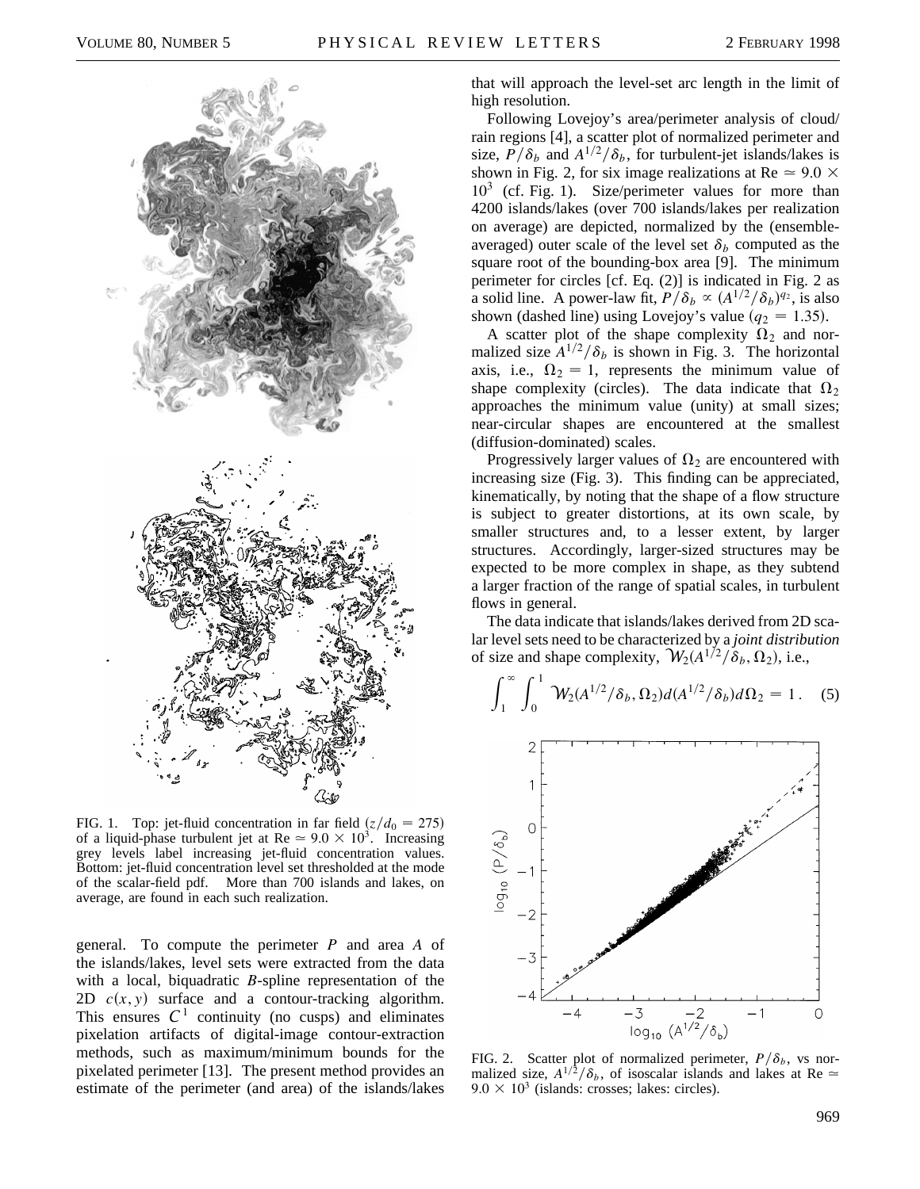FIG. 1. Top: jet-fluid concentration in far field ($z/d_0 = 275$) of a liquid-phase turbulent jet at Re $\simeq 9.0 \times 10^3$. Increasing grey levels label increasing jet-fluid concentration values. Bottom: jet-fluid concentration level set thresholded at the mode of the scalar-field pdf. More than 700 islands and lakes, on average, are found in each such realization.

general. To compute the perimeter $P$ and area $A$ of the islands/lakes, level sets were extracted from the data with a local, biquadratic $B$-spline representation of the 2D $c(x, y)$ surface and a contour-tracking algorithm. This ensures $C^1$ continuity (no cusps) and eliminates pixelation artifacts of digital-image contour-extraction methods, such as maximum/minimum bounds for the pixelated perimeter [13]. The present method provides an estimate of the perimeter (and area) of the islands/lakes that will approach the level-set arc length in the limit of high resolution.

Following Lovejoy's area/perimeter analysis of cloud/rain regions [4], a scatter plot of normalized perimeter and size, $P/\delta_b$ and $A^{1/2}/\delta_b$, for turbulent-jet islands/lakes is shown in Fig. 2, for six image realizations at Re $\simeq 9.0 \times 10^3$ (cf. Fig. 1). Size/perimeter values for more than 4200 islands/lakes (over 700 islands/lakes per realization on average) are depicted, normalized by the (ensemble-averaged) outer scale of the level set $\delta_b$ computed as the square root of the bounding-box area [9]. The minimum perimeter for circles [cf. Eq. (2)] is indicated in Fig. 2 as a solid line. A power-law fit, $P/\delta_b \propto (A^{1/2}/\delta_b)^{q_2}$, is also shown (dashed line) using Lovejoy's value ($q_2 = 1.35$).

A scatter plot of the shape complexity $\Omega_2$ and normalized size $A^{1/2}/\delta_b$ is shown in Fig. 3. The horizontal axis, i.e., $\Omega_2 = 1$, represents the minimum value of shape complexity (circles). The data indicate that $\Omega_2$ approaches the minimum value (unity) at small sizes; near-circular shapes are encountered at the smallest (diffusion-dominated) scales.

Progressively larger values of $\Omega_2$ are encountered with increasing size (Fig. 3). This finding can be appreciated, kinematically, by noting that the shape of a flow structure is subject to greater distortions, at its own scale, by smaller structures and, to a lesser extent, by larger structures. Accordingly, larger-sized structures may be expected to be more complex in shape, as they subtend a larger fraction of the range of spatial scales, in turbulent flows in general.

The data indicate that islands/lakes derived from 2D scalar level sets need to be characterized by a *joint distribution* of size and shape complexity, $\mathcal{W}_2(A^{1/2}/\delta_b, \Omega_2)$, i.e.,

$$\int_1^\infty \int_0^1 \mathcal{W}_2(A^{1/2}/\delta_b, \Omega_2) d(A^{1/2}/\delta_b) d\Omega_2 = 1 \,. \quad (5)$$

FIG. 2. Scatter plot of normalized perimeter, $P/\delta_b$, vs normalized size, $A^{1/2}/\delta_b$, of isoscalar islands and lakes at Re $\simeq 9.0 \times 10^3$ (islands: crosses; lakes: circles).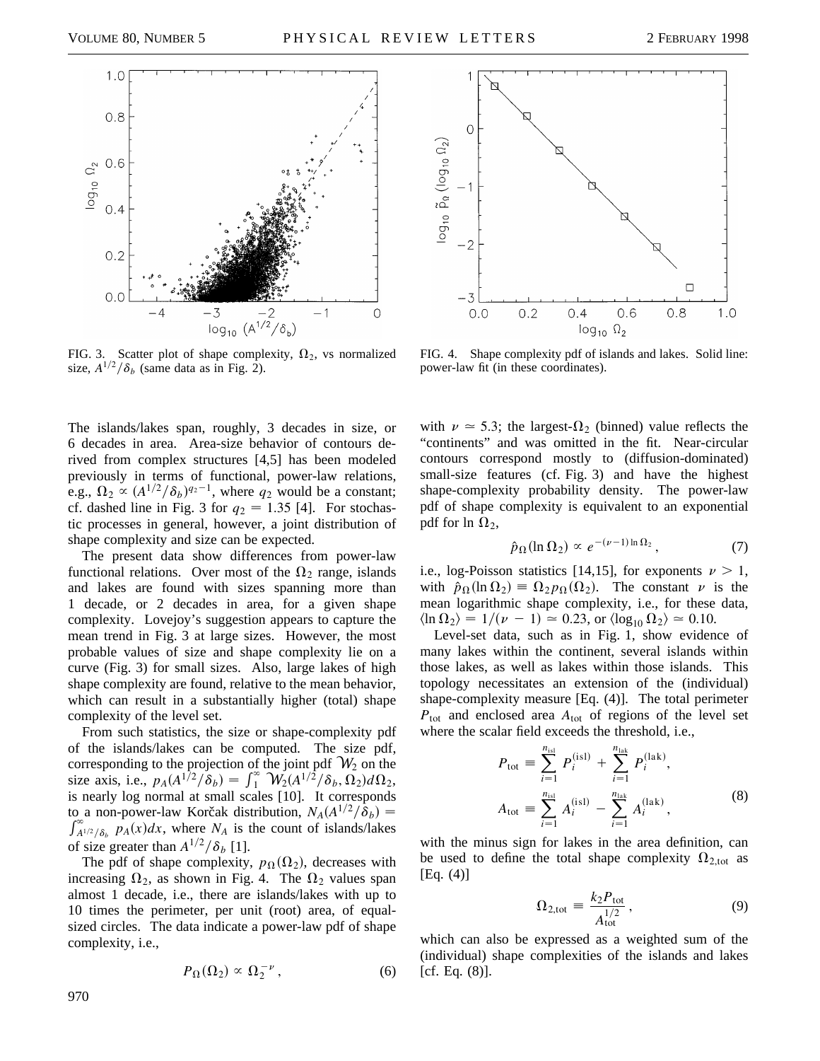FIG. 3. Scatter plot of shape complexity, $\Omega_2$, vs normalized size, $A^{1/2}/\delta_b$ (same data as in Fig. 2).

FIG. 4. Shape complexity pdf of islands and lakes. Solid line: power-law fit (in these coordinates).

The islands/lakes span, roughly, 3 decades in size, or 6 decades in area. Area-size behavior of contours derived from complex structures [4,5] has been modeled previously in terms of functional, power-law relations, e.g., $\Omega_2 \propto (A^{1/2}/\delta_b)^{q_2-1}$, where $q_2$ would be a constant; cf. dashed line in Fig. 3 for $q_2 = 1.35$ [4]. For stochastic processes in general, however, a joint distribution of shape complexity and size can be expected.

The present data show differences from power-law functional relations. Over most of the $\Omega_2$ range, islands and lakes are found with sizes spanning more than 1 decade, or 2 decades in area, for a given shape complexity. Lovejoy's suggestion appears to capture the mean trend in Fig. 3 at large sizes. However, the most probable values of size and shape complexity lie on a curve (Fig. 3) for small sizes. Also, large lakes of high shape complexity are found, relative to the mean behavior, which can result in a substantially higher (total) shape complexity of the level set.

From such statistics, the size or shape-complexity pdf of the islands/lakes can be computed. The size pdf, corresponding to the projection of the joint pdf $\mathcal{W}_2$ on the size axis, i.e., $p_A(A^{1/2}/\delta_b) = \int_1^\infty \mathcal{W}_2(A^{1/2}/\delta_b, \Omega_2)\,d\Omega_2$, is nearly log normal at small scales [10]. It corresponds to a non-power-law Korčak distribution, $N_A(A^{1/2}/\delta_b) = \int_{A^{1/2}/\delta_b}^\infty p_A(x)\,dx$, where $N_A$ is the count of islands/lakes of size greater than $A^{1/2}/\delta_b$ [1].

The pdf of shape complexity, $p_\Omega(\Omega_2)$, decreases with increasing $\Omega_2$, as shown in Fig. 4. The $\Omega_2$ values span almost 1 decade, i.e., there are islands/lakes with up to 10 times the perimeter, per unit (root) area, of equal-sized circles. The data indicate a power-law pdf of shape complexity, i.e.,

$$P_\Omega(\Omega_2) \propto \Omega_2^{-\nu}\,, \tag{6}$$

with $\nu \simeq 5.3$; the largest-$\Omega_2$ (binned) value reflects the "continents" and was omitted in the fit. Near-circular contours correspond mostly to (diffusion-dominated) small-size features (cf. Fig. 3) and have the highest shape-complexity probability density. The power-law pdf of shape complexity is equivalent to an exponential pdf for $\ln \Omega_2$,

$$\hat{p}_\Omega(\ln \Omega_2) \propto e^{-(\nu-1)\ln \Omega_2}\,, \tag{7}$$

i.e., log-Poisson statistics [14,15], for exponents $\nu > 1$, with $\hat{p}_\Omega(\ln \Omega_2) \equiv \Omega_2 p_\Omega(\Omega_2)$. The constant $\nu$ is the mean logarithmic shape complexity, i.e., for these data, $\langle \ln \Omega_2 \rangle = 1/(\nu - 1) \simeq 0.23$, or $\langle \log_{10} \Omega_2 \rangle \simeq 0.10$.

Level-set data, such as in Fig. 1, show evidence of many lakes within the continent, several islands within those lakes, as well as lakes within those islands. This topology necessitates an extension of the (individual) shape-complexity measure [Eq. (4)]. The total perimeter $P_{\text{tot}}$ and enclosed area $A_{\text{tot}}$ of regions of the level set where the scalar field exceeds the threshold, i.e.,

$$P_{\text{tot}} \equiv \sum_{i=1}^{n_{\text{isl}}} P_i^{(\text{isl})} + \sum_{i=1}^{n_{\text{lak}}} P_i^{(\text{lak})}\,,$$
$$A_{\text{tot}} \equiv \sum_{i=1}^{n_{\text{isl}}} A_i^{(\text{isl})} - \sum_{i=1}^{n_{\text{lak}}} A_i^{(\text{lak})}\,, \tag{8}$$

with the minus sign for lakes in the area definition, can be used to define the total shape complexity $\Omega_{2,\text{tot}}$ as [Eq. (4)]

$$\Omega_{2,\text{tot}} \equiv \frac{k_2 P_{\text{tot}}}{A_{\text{tot}}^{1/2}}\,, \tag{9}$$

which can also be expressed as a weighted sum of the (individual) shape complexities of the islands and lakes [cf. Eq. (8)].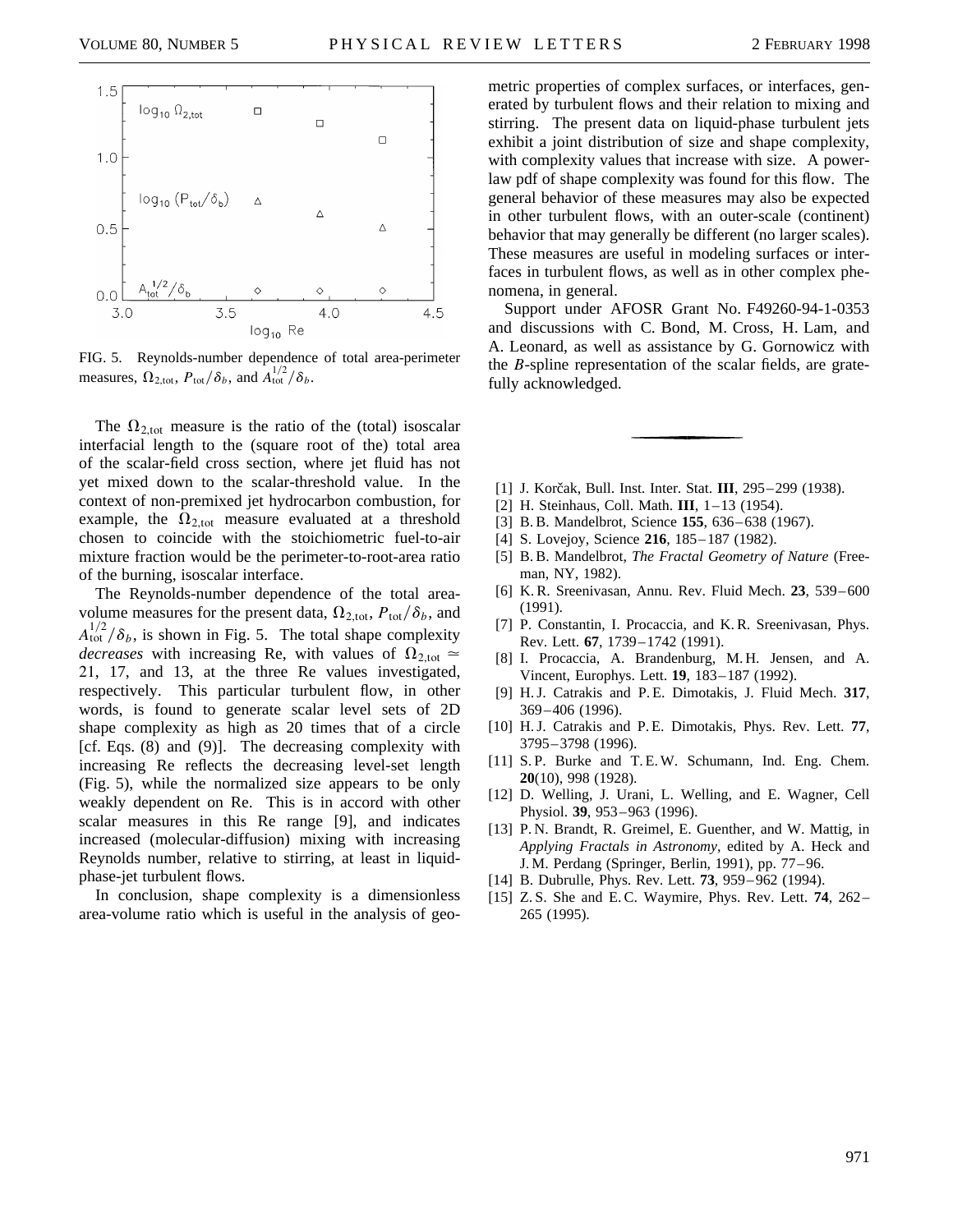1.5

1.0

0.5

0.0

3.0 3.5 4.0 4.5

$\log_{10} \Omega_{2,\mathrm{tot}}$

$\log_{10} (P_{\mathrm{tot}}/\delta_b)$

$A_{\mathrm{tot}}^{1/2}/\delta_b$

$\log_{10}$ Re

FIG. 5. Reynolds-number dependence of total area-perimeter measures, $\Omega_{2,\mathrm{tot}}$, $P_{\mathrm{tot}}/\delta_b$, and $A_{\mathrm{tot}}^{1/2}/\delta_b$.

The $\Omega_{2,\mathrm{tot}}$ measure is the ratio of the (total) isoscalar interfacial length to the (square root of the) total area of the scalar-field cross section, where jet fluid has not yet mixed down to the scalar-threshold value. In the context of non-premixed jet hydrocarbon combustion, for example, the $\Omega_{2,\mathrm{tot}}$ measure evaluated at a threshold chosen to coincide with the stoichiometric fuel-to-air mixture fraction would be the perimeter-to-root-area ratio of the burning, isoscalar interface.

The Reynolds-number dependence of the total area-volume measures for the present data, $\Omega_{2,\mathrm{tot}}$, $P_{\mathrm{tot}}/\delta_b$, and $A_{\mathrm{tot}}^{1/2}/\delta_b$, is shown in Fig. 5. The total shape complexity *decreases* with increasing Re, with values of $\Omega_{2,\mathrm{tot}} \simeq 21$, 17, and 13, at the three Re values investigated, respectively. This particular turbulent flow, in other words, is found to generate scalar level sets of 2D shape complexity as high as 20 times that of a circle [cf. Eqs. (8) and (9)]. The decreasing complexity with increasing Re reflects the decreasing level-set length (Fig. 5), while the normalized size appears to be only weakly dependent on Re. This is in accord with other scalar measures in this Re range [9], and indicates increased (molecular-diffusion) mixing with increasing Reynolds number, relative to stirring, at least in liquid-phase-jet turbulent flows.

In conclusion, shape complexity is a dimensionless area-volume ratio which is useful in the analysis of geometric properties of complex surfaces, or interfaces, generated by turbulent flows and their relation to mixing and stirring. The present data on liquid-phase turbulent jets exhibit a joint distribution of size and shape complexity, with complexity values that increase with size. A power-law pdf of shape complexity was found for this flow. The general behavior of these measures may also be expected in other turbulent flows, with an outer-scale (continent) behavior that may generally be different (no larger scales). These measures are useful in modeling surfaces or interfaces in turbulent flows, as well as in other complex phenomena, in general.

Support under AFOSR Grant No. F49260-94-1-0353 and discussions with C. Bond, M. Cross, H. Lam, and A. Leonard, as well as assistance by G. Gornowicz with the *B*-spline representation of the scalar fields, are gratefully acknowledged.

---

[1] J. Korčak, Bull. Inst. Inter. Stat. **III**, 295–299 (1938).
[2] H. Steinhaus, Coll. Math. **III**, 1–13 (1954).
[3] B. B. Mandelbrot, Science **155**, 636–638 (1967).
[4] S. Lovejoy, Science **216**, 185–187 (1982).
[5] B. B. Mandelbrot, *The Fractal Geometry of Nature* (Freeman, NY, 1982).
[6] K. R. Sreenivasan, Annu. Rev. Fluid Mech. **23**, 539–600 (1991).
[7] P. Constantin, I. Procaccia, and K. R. Sreenivasan, Phys. Rev. Lett. **67**, 1739–1742 (1991).
[8] I. Procaccia, A. Brandenburg, M. H. Jensen, and A. Vincent, Europhys. Lett. **19**, 183–187 (1992).
[9] H. J. Catrakis and P. E. Dimotakis, J. Fluid Mech. **317**, 369–406 (1996).
[10] H. J. Catrakis and P. E. Dimotakis, Phys. Rev. Lett. **77**, 3795–3798 (1996).
[11] S. P. Burke and T. E. W. Schumann, Ind. Eng. Chem. **20**(10), 998 (1928).
[12] D. Welling, J. Urani, L. Welling, and E. Wagner, Cell Physiol. **39**, 953–963 (1996).
[13] P. N. Brandt, R. Greimel, E. Guenther, and W. Mattig, in *Applying Fractals in Astronomy,* edited by A. Heck and J. M. Perdang (Springer, Berlin, 1991), pp. 77–96.
[14] B. Dubrulle, Phys. Rev. Lett. **73**, 959–962 (1994).
[15] Z. S. She and E. C. Waymire, Phys. Rev. Lett. **74**, 262–265 (1995).